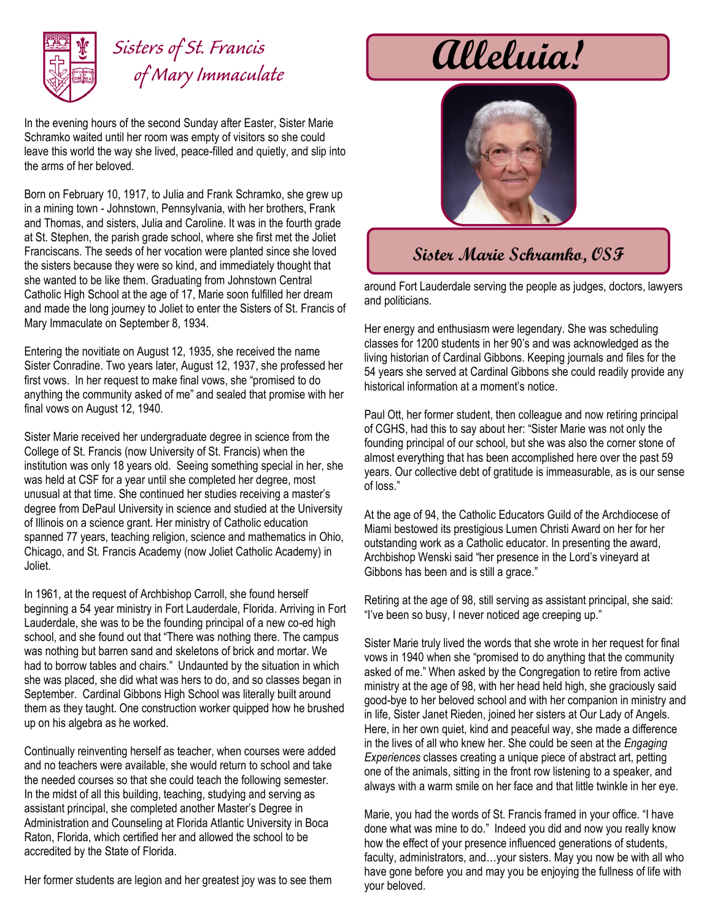# Sisters of St. Francis of Mary Immaculate

# Alleluia!

## Sister Marie Schramko, OSF

In the evening hours of the second Sunday after Easter, Sister Marie Schramko waited until her room was empty of visitors so she could leave this world the way she lived, peace-filled and quietly, and slip into the arms of her beloved.

Born on February 10, 1917, to Julia and Frank Schramko, she grew up in a mining town - Johnstown, Pennsylvania, with her brothers, Frank and Thomas, and sisters, Julia and Caroline. It was in the fourth grade at St. Stephen, the parish grade school, where she first met the Joliet Franciscans. The seeds of her vocation were planted since she loved the sisters because they were so kind, and immediately thought that she wanted to be like them. Graduating from Johnstown Central Catholic High School at the age of 17, Marie soon fulfilled her dream and made the long journey to Joliet to enter the Sisters of St. Francis of Mary Immaculate on September 8, 1934.

Entering the novitiate on August 12, 1935, she received the name Sister Conradine. Two years later, August 12, 1937, she professed her first vows. In her request to make final vows, she "promised to do anything the community asked of me" and sealed that promise with her final vows on August 12, 1940.

Sister Marie received her undergraduate degree in science from the College of St. Francis (now University of St. Francis) when the institution was only 18 years old. Seeing something special in her, she was held at CSF for a year until she completed her degree, most unusual at that time. She continued her studies receiving a master's degree from DePaul University in science and studied at the University of Illinois on a science grant. Her ministry of Catholic education spanned 77 years, teaching religion, science and mathematics in Ohio, Chicago, and St. Francis Academy (now Joliet Catholic Academy) in Joliet.

In 1961, at the request of Archbishop Carroll, she found herself beginning a 54 year ministry in Fort Lauderdale, Florida. Arriving in Fort Lauderdale, she was to be the founding principal of a new co-ed high school, and she found out that "There was nothing there. The campus was nothing but barren sand and skeletons of brick and mortar. We had to borrow tables and chairs." Undaunted by the situation in which she was placed, she did what was hers to do, and so classes began in September. Cardinal Gibbons High School was literally built around them as they taught. One construction worker quipped how he brushed up on his algebra as he worked.

Continually reinventing herself as teacher, when courses were added and no teachers were available, she would return to school and take the needed courses so that she could teach the following semester. In the midst of all this building, teaching, studying and serving as assistant principal, she completed another Master's Degree in Administration and Counseling at Florida Atlantic University in Boca Raton, Florida, which certified her and allowed the school to be accredited by the State of Florida.

Her former students are legion and her greatest joy was to see them around Fort Lauderdale serving the people as judges, doctors, lawyers and politicians.

Her energy and enthusiasm were legendary. She was scheduling classes for 1200 students in her 90's and was acknowledged as the living historian of Cardinal Gibbons. Keeping journals and files for the 54 years she served at Cardinal Gibbons she could readily provide any historical information at a moment's notice.

Paul Ott, her former student, then colleague and now retiring principal of CGHS, had this to say about her: "Sister Marie was not only the founding principal of our school, but she was also the corner stone of almost everything that has been accomplished here over the past 59 years. Our collective debt of gratitude is immeasurable, as is our sense of loss."

At the age of 94, the Catholic Educators Guild of the Archdiocese of Miami bestowed its prestigious Lumen Christi Award on her for her outstanding work as a Catholic educator. In presenting the award, Archbishop Wenski said "her presence in the Lord's vineyard at Gibbons has been and is still a grace."

Retiring at the age of 98, still serving as assistant principal, she said: "I've been so busy, I never noticed age creeping up."

Sister Marie truly lived the words that she wrote in her request for final vows in 1940 when she "promised to do anything that the community asked of me." When asked by the Congregation to retire from active ministry at the age of 98, with her head held high, she graciously said good-bye to her beloved school and with her companion in ministry and in life, Sister Janet Rieden, joined her sisters at Our Lady of Angels. Here, in her own quiet, kind and peaceful way, she made a difference in the lives of all who knew her. She could be seen at the *Engaging Experiences* classes creating a unique piece of abstract art, petting one of the animals, sitting in the front row listening to a speaker, and always with a warm smile on her face and that little twinkle in her eye.

Marie, you had the words of St. Francis framed in your office. "I have done what was mine to do." Indeed you did and now you really know how the effect of your presence influenced generations of students, faculty, administrators, and…your sisters. May you now be with all who have gone before you and may you be enjoying the fullness of life with your beloved.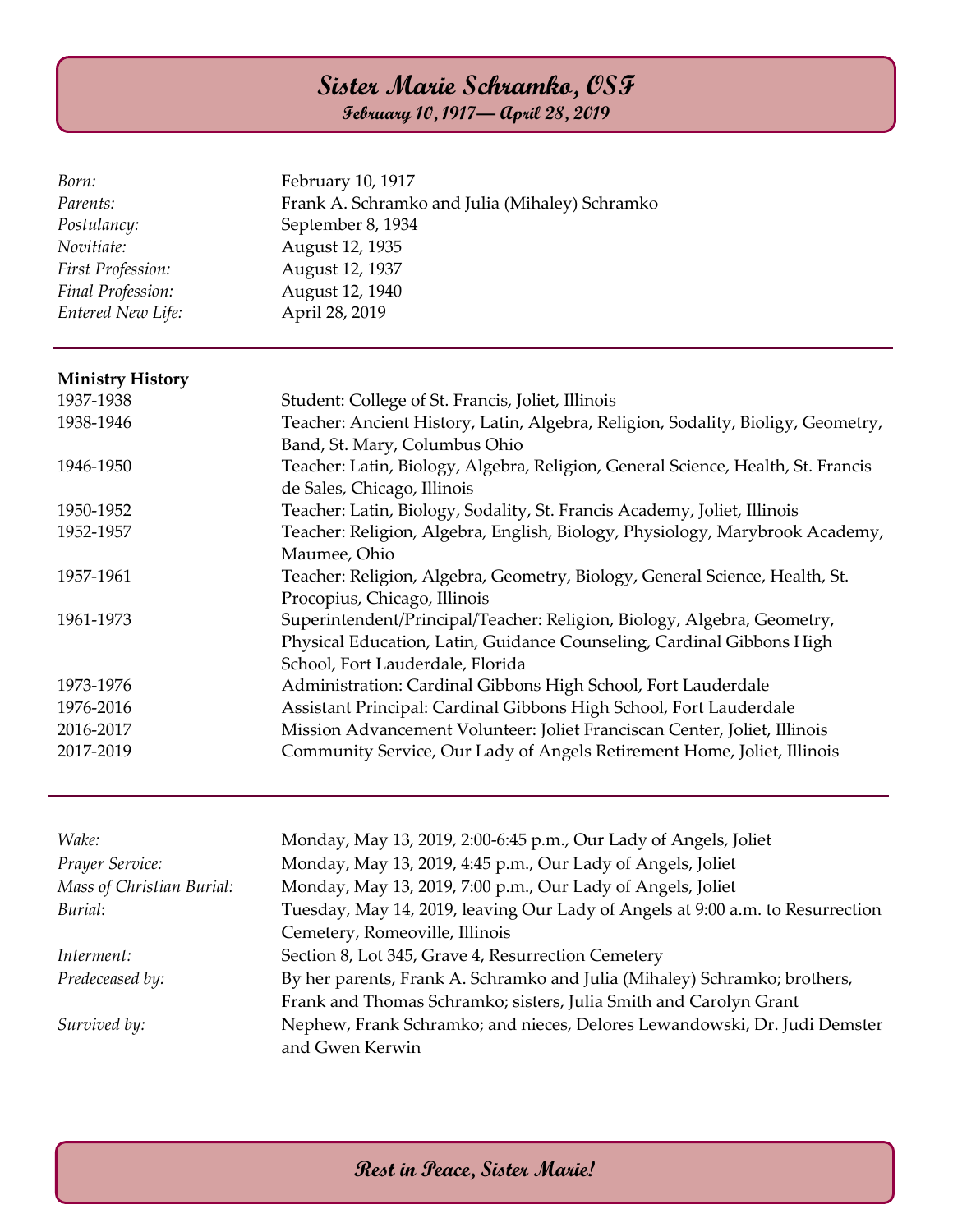# Sister Marie Schramko, OSF

**February 10, 1917— April 28, 2019**

| | |
|---|---|
| *Born:* | February 10, 1917 |
| *Parents:* | Frank A. Schramko and Julia (Mihaley) Schramko |
| *Postulancy:* | September 8, 1934 |
| *Novitiate:* | August 12, 1935 |
| *First Profession:* | August 12, 1937 |
| *Final Profession:* | August 12, 1940 |
| *Entered New Life:* | April 28, 2019 |

**Ministry History**

| | |
|---|---|
| 1937-1938 | Student: College of St. Francis, Joliet, Illinois |
| 1938-1946 | Teacher: Ancient History, Latin, Algebra, Religion, Sodality, Bioligy, Geometry, Band, St. Mary, Columbus Ohio |
| 1946-1950 | Teacher: Latin, Biology, Algebra, Religion, General Science, Health, St. Francis de Sales, Chicago, Illinois |
| 1950-1952 | Teacher: Latin, Biology, Sodality, St. Francis Academy, Joliet, Illinois |
| 1952-1957 | Teacher: Religion, Algebra, English, Biology, Physiology, Marybrook Academy, Maumee, Ohio |
| 1957-1961 | Teacher: Religion, Algebra, Geometry, Biology, General Science, Health, St. Procopius, Chicago, Illinois |
| 1961-1973 | Superintendent/Principal/Teacher: Religion, Biology, Algebra, Geometry, Physical Education, Latin, Guidance Counseling, Cardinal Gibbons High School, Fort Lauderdale, Florida |
| 1973-1976 | Administration: Cardinal Gibbons High School, Fort Lauderdale |
| 1976-2016 | Assistant Principal: Cardinal Gibbons High School, Fort Lauderdale |
| 2016-2017 | Mission Advancement Volunteer: Joliet Franciscan Center, Joliet, Illinois |
| 2017-2019 | Community Service, Our Lady of Angels Retirement Home, Joliet, Illinois |

| | |
|---|---|
| *Wake:* | Monday, May 13, 2019, 2:00-6:45 p.m., Our Lady of Angels, Joliet |
| *Prayer Service:* | Monday, May 13, 2019, 4:45 p.m., Our Lady of Angels, Joliet |
| *Mass of Christian Burial:* | Monday, May 13, 2019, 7:00 p.m., Our Lady of Angels, Joliet |
| *Burial:* | Tuesday, May 14, 2019, leaving Our Lady of Angels at 9:00 a.m. to Resurrection Cemetery, Romeoville, Illinois |
| *Interment:* | Section 8, Lot 345, Grave 4, Resurrection Cemetery |
| *Predeceased by:* | By her parents, Frank A. Schramko and Julia (Mihaley) Schramko; brothers, Frank and Thomas Schramko; sisters, Julia Smith and Carolyn Grant |
| *Survived by:* | Nephew, Frank Schramko; and nieces, Delores Lewandowski, Dr. Judi Demster and Gwen Kerwin |

**Rest in Peace, Sister Marie!**